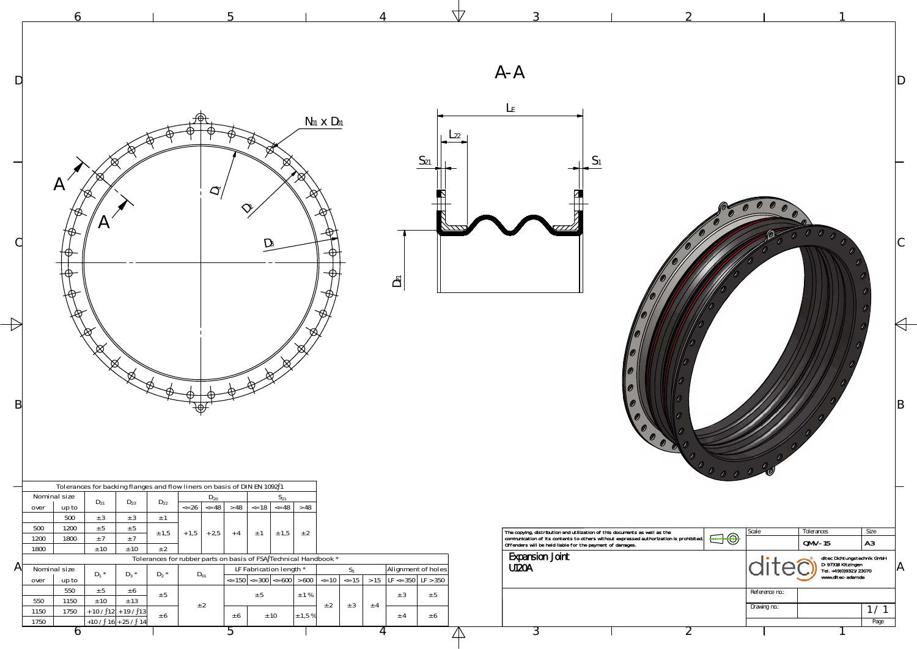A-A

$L_F$

$L_{22}$

$S_{21}$

$S_1$

$D_{21}$

$N_{01}$ x $D_{01}$

$D_1$

$D_2$

$D_3$

A

A

Tolerances for backing flanges and flow liners on basis of DIN EN 1092-1

| Nominal size | | $D_{21}$ | $D_{23}$ | $D_{22}$ | $D_{20}$ | | | $S_{21}$ | | |
|---|---|---|---|---|---|---|---|---|---|---|
| over | up to | | | | <=26 | <=48 | >48 | <=18 | <=48 | >48 |
| | 500 | ±3 | ±3 | ±1 | +1,5 | +2,5 | +4 | ±1 | ±1,5 | ±2 |
| 500 | 1200 | ±5 | ±5 | ±1,5 | | | | | | |
| 1200 | 1800 | ±7 | ±7 | | | | | | | |
| 1800 | | ±10 | ±10 | ±2 | | | | | | |

Tolerances for rubber parts on basis of FSA Technical Handbook *

| Nominal size | | $D_1$ * | $D_3$ * | $D_2$ * | $D_{01}$ | LF Fabrication length * | | | | $S_1$ | | | Alignment of holes | |
|---|---|---|---|---|---|---|---|---|---|---|---|---|---|---|
| over | up to | | | | | <=150 | <=300 | <=600 | >600 | <=10 | <=15 | >15 | LF <=350 | LF >350 |
| | 550 | ±5 | ±6 | ±5 | ±2 | ±5 | | | ±1% | ±2 | ±3 | ±4 | ±3 | ±5 |
| 550 | 1150 | ±10 | ±13 | | | | | | | | | | | |
| 1150 | 1750 | +10 / -12 | +19 / -13 | ±6 | | ±6 | ±10 | | ±1,5% | | | | ±4 | ±6 |
| 1750 | | +10 / -16 | +25 / -14 | | | | | | | | | | | |

The copying, distribution and utilization of this documents as well as the communication of its contents to others without expressed authorization is prohibited. Offenders will be held liable for the payment of damages.

| Scale | Tolerances | Size |
|---|---|---|
| | QMV-15 | A3 |

**Expansion Joint**
**UI20A**

ditec Dichtungstechnik GmbH
D-97318 Kitzingen
Tel. +49(0)9321/23070
www.ditec-adam.de

Reference no.:

Drawing no.:

1/1

Page